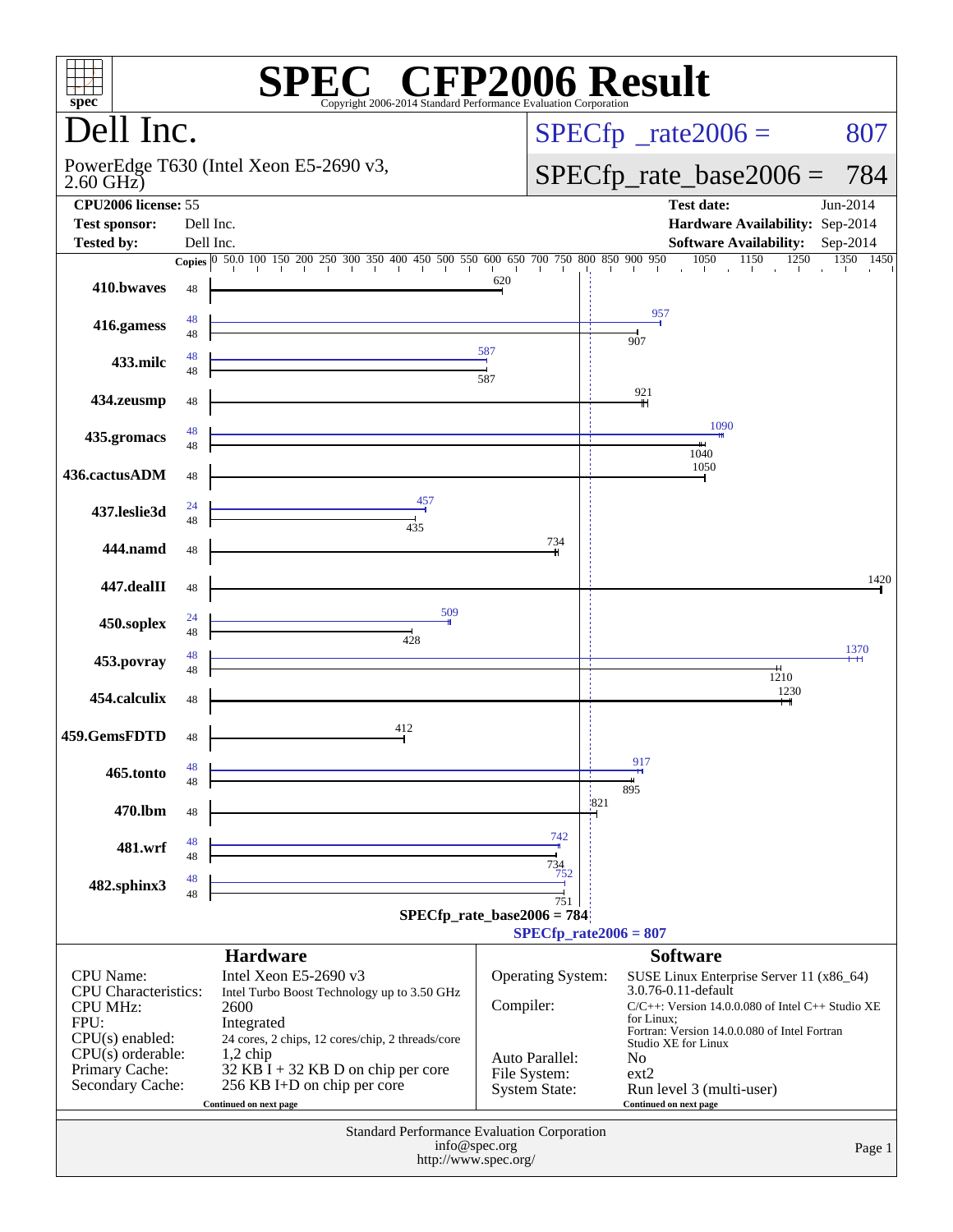# SPEC® CFP2006 Result

Copyright 2006-2014 Standard Performance Evaluation Corporation

## Dell Inc.

PowerEdge T630 (Intel Xeon E5-2690 v3, 2.60 GHz)

SPECfp_rate2006 = 807

SPECfp_rate_base2006 = 784

| | | | |
|---|---|---|---|
| **CPU2006 license:** | 55 | **Test date:** | Jun-2014 |
| **Test sponsor:** | Dell Inc. | **Hardware Availability:** | Sep-2014 |
| **Tested by:** | Dell Inc. | **Software Availability:** | Sep-2014 |

| Benchmark | Copies (peak) | Copies (base) | Peak | Base |
|---|---|---|---|---|
| 410.bwaves | | 48 | | 620 |
| 416.gamess | 48 | 48 | 957 | 907 |
| 433.milc | 48 | 48 | 587 | 587 |
| 434.zeusmp | | 48 | | 921 |
| 435.gromacs | 48 | 48 | 1090 | 1040 |
| 436.cactusADM | | 48 | | 1050 |
| 437.leslie3d | 24 | 48 | 457 | 435 |
| 444.namd | | 48 | | 734 |
| 447.dealII | | 48 | | 1420 |
| 450.soplex | 24 | 48 | 509 | 428 |
| 453.povray | 48 | 48 | 1370 | 1210 |
| 454.calculix | | 48 | | 1230 |
| 459.GemsFDTD | | 48 | | 412 |
| 465.tonto | 48 | 48 | 917 | 895 |
| 470.lbm | | 48 | | 821 |
| 481.wrf | 48 | 48 | 742 | 734 |
| 482.sphinx3 | 48 | 48 | 752 | 751 |

SPECfp_rate_base2006 = 784

SPECfp_rate2006 = 807

### Hardware

| | |
|---|---|
| CPU Name: | Intel Xeon E5-2690 v3 |
| CPU Characteristics: | Intel Turbo Boost Technology up to 3.50 GHz |
| CPU MHz: | 2600 |
| FPU: | Integrated |
| CPU(s) enabled: | 24 cores, 2 chips, 12 cores/chip, 2 threads/core |
| CPU(s) orderable: | 1,2 chip |
| Primary Cache: | 32 KB I + 32 KB D on chip per core |
| Secondary Cache: | 256 KB I+D on chip per core |

Continued on next page

### Software

| | |
|---|---|
| Operating System: | SUSE Linux Enterprise Server 11 (x86_64) 3.0.76-0.11-default |
| Compiler: | C/C++: Version 14.0.0.080 of Intel C++ Studio XE for Linux; Fortran: Version 14.0.0.080 of Intel Fortran Studio XE for Linux |
| Auto Parallel: | No |
| File System: | ext2 |
| System State: | Run level 3 (multi-user) |

Continued on next page

Standard Performance Evaluation Corporation
info@spec.org
http://www.spec.org/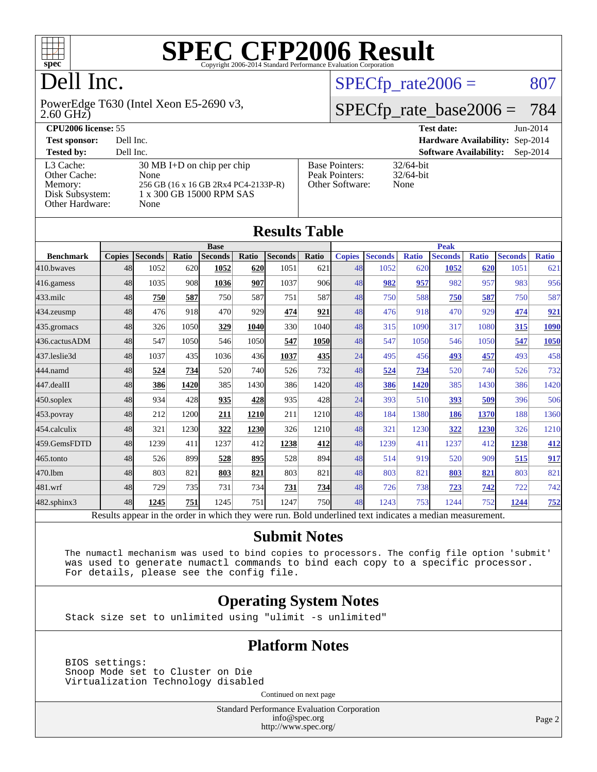# SPEC CFP2006 Result

Copyright 2006-2014 Standard Performance Evaluation Corporation

## Dell Inc.

PowerEdge T630 (Intel Xeon E5-2690 v3, 2.60 GHz)

SPECfp_rate2006 = 807

SPECfp_rate_base2006 = 784

| | | | |
|---|---|---|---|
| **CPU2006 license:** 55 | | **Test date:** | Jun-2014 |
| **Test sponsor:** | Dell Inc. | **Hardware Availability:** | Sep-2014 |
| **Tested by:** | Dell Inc. | **Software Availability:** | Sep-2014 |

| | |
|---|---|
| L3 Cache: | 30 MB I+D on chip per chip |
| Other Cache: | None |
| Memory: | 256 GB (16 x 16 GB 2Rx4 PC4-2133P-R) |
| Disk Subsystem: | 1 x 300 GB 15000 RPM SAS |
| Other Hardware: | None |

| | |
|---|---|
| Base Pointers: | 32/64-bit |
| Peak Pointers: | 32/64-bit |
| Other Software: | None |

## Results Table

| | Base | | | | | | | Peak | | | | | | |
|---|---|---|---|---|---|---|---|---|---|---|---|---|---|---|
| **Benchmark** | **Copies** | **Seconds** | **Ratio** | **Seconds** | **Ratio** | **Seconds** | **Ratio** | **Copies** | **Seconds** | **Ratio** | **Seconds** | **Ratio** | **Seconds** | **Ratio** |
| 410.bwaves | 48 | 1052 | 620 | **1052** | **620** | 1051 | 621 | 48 | 1052 | 620 | **1052** | **620** | 1051 | 621 |
| 416.gamess | 48 | 1035 | 908 | **1036** | **907** | 1037 | 906 | 48 | **982** | **957** | 982 | 957 | 983 | 956 |
| 433.milc | 48 | **750** | **587** | 750 | 587 | 751 | 587 | 48 | 750 | 588 | **750** | **587** | 750 | 587 |
| 434.zeusmp | 48 | 476 | 918 | 470 | 929 | **474** | **921** | 48 | 476 | 918 | 470 | 929 | **474** | **921** |
| 435.gromacs | 48 | 326 | 1050 | **329** | **1040** | 330 | 1040 | 48 | 315 | 1090 | 317 | 1080 | **315** | **1090** |
| 436.cactusADM | 48 | 547 | 1050 | 546 | 1050 | **547** | **1050** | 48 | 547 | 1050 | 546 | 1050 | **547** | **1050** |
| 437.leslie3d | 48 | 1037 | 435 | 1036 | 436 | **1037** | **435** | 24 | 495 | 456 | **493** | **457** | 493 | 458 |
| 444.namd | 48 | **524** | **734** | 520 | 740 | 526 | 732 | 48 | **524** | **734** | 520 | 740 | 526 | 732 |
| 447.dealII | 48 | **386** | **1420** | 385 | 1430 | 386 | 1420 | 48 | **386** | **1420** | 385 | 1430 | 386 | 1420 |
| 450.soplex | 48 | 934 | 428 | **935** | **428** | 935 | 428 | 24 | 393 | 510 | **393** | **509** | 396 | 506 |
| 453.povray | 48 | 212 | 1200 | **211** | **1210** | 211 | 1210 | 48 | 184 | 1380 | **186** | **1370** | 188 | 1360 |
| 454.calculix | 48 | 321 | 1230 | **322** | **1230** | 326 | 1210 | 48 | 321 | 1230 | **322** | **1230** | 326 | 1210 |
| 459.GemsFDTD | 48 | 1239 | 411 | 1237 | 412 | **1238** | **412** | 48 | 1239 | 411 | 1237 | 412 | **1238** | **412** |
| 465.tonto | 48 | 526 | 899 | **528** | **895** | 528 | 894 | 48 | 514 | 919 | 520 | 909 | **515** | **917** |
| 470.lbm | 48 | 803 | 821 | **803** | **821** | 803 | 821 | 48 | 803 | 821 | **803** | **821** | 803 | 821 |
| 481.wrf | 48 | 729 | 735 | 731 | 734 | **731** | **734** | 48 | 726 | 738 | **723** | **742** | 722 | 742 |
| 482.sphinx3 | 48 | **1245** | **751** | 1245 | 751 | 1247 | 750 | 48 | 1243 | 753 | 1244 | 752 | **1244** | **752** |

Results appear in the order in which they were run. Bold underlined text indicates a median measurement.

## Submit Notes

```
The numactl mechanism was used to bind copies to processors. The config file option 'submit'
was used to generate numactl commands to bind each copy to a specific processor.
For details, please see the config file.
```

## Operating System Notes

```
Stack size set to unlimited using "ulimit -s unlimited"
```

## Platform Notes

```
BIOS settings:
Snoop Mode set to Cluster on Die
Virtualization Technology disabled
```

Continued on next page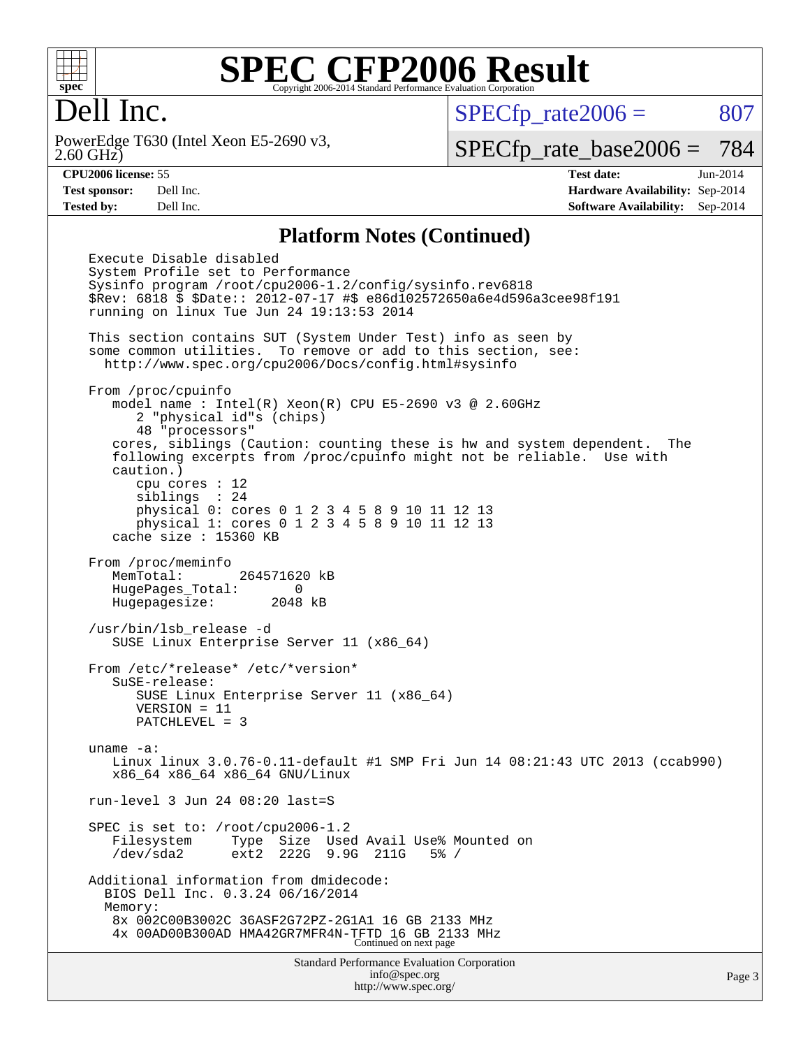# SPEC CFP2006 Result

Copyright 2006-2014 Standard Performance Evaluation Corporation

## Dell Inc.

PowerEdge T630 (Intel Xeon E5-2690 v3, 2.60 GHz)

SPECfp_rate2006 = 807

SPECfp_rate_base2006 = 784

| | | | |
|---|---|---|---|
| **CPU2006 license:** 55 | | **Test date:** | Jun-2014 |
| **Test sponsor:** | Dell Inc. | **Hardware Availability:** | Sep-2014 |
| **Tested by:** | Dell Inc. | **Software Availability:** | Sep-2014 |

### Platform Notes (Continued)

```
Execute Disable disabled
System Profile set to Performance
Sysinfo program /root/cpu2006-1.2/config/sysinfo.rev6818
$Rev: 6818 $ $Date:: 2012-07-17 #$ e86d102572650a6e4d596a3cee98f191
running on linux Tue Jun 24 19:13:53 2014

This section contains SUT (System Under Test) info as seen by
some common utilities.  To remove or add to this section, see:
  http://www.spec.org/cpu2006/Docs/config.html#sysinfo

From /proc/cpuinfo
   model name : Intel(R) Xeon(R) CPU E5-2690 v3 @ 2.60GHz
      2 "physical id"s (chips)
      48 "processors"
   cores, siblings (Caution: counting these is hw and system dependent.  The
   following excerpts from /proc/cpuinfo might not be reliable.  Use with
   caution.)
      cpu cores : 12
      siblings  : 24
      physical 0: cores 0 1 2 3 4 5 8 9 10 11 12 13
      physical 1: cores 0 1 2 3 4 5 8 9 10 11 12 13
   cache size : 15360 KB

From /proc/meminfo
   MemTotal:       264571620 kB
   HugePages_Total:       0
   Hugepagesize:       2048 kB

/usr/bin/lsb_release -d
   SUSE Linux Enterprise Server 11 (x86_64)

From /etc/*release* /etc/*version*
   SuSE-release:
      SUSE Linux Enterprise Server 11 (x86_64)
      VERSION = 11
      PATCHLEVEL = 3

uname -a:
   Linux linux 3.0.76-0.11-default #1 SMP Fri Jun 14 08:21:43 UTC 2013 (ccab990)
   x86_64 x86_64 x86_64 GNU/Linux

run-level 3 Jun 24 08:20 last=S

SPEC is set to: /root/cpu2006-1.2
   Filesystem     Type  Size  Used Avail Use% Mounted on
   /dev/sda2      ext2  222G  9.9G  211G   5% /

Additional information from dmidecode:
  BIOS Dell Inc. 0.3.24 06/16/2014
  Memory:
   8x 002C00B3002C 36ASF2G72PZ-2G1A1 16 GB 2133 MHz
   4x 00AD00B300AD HMA42GR7MFR4N-TFTD 16 GB 2133 MHz
```

Continued on next page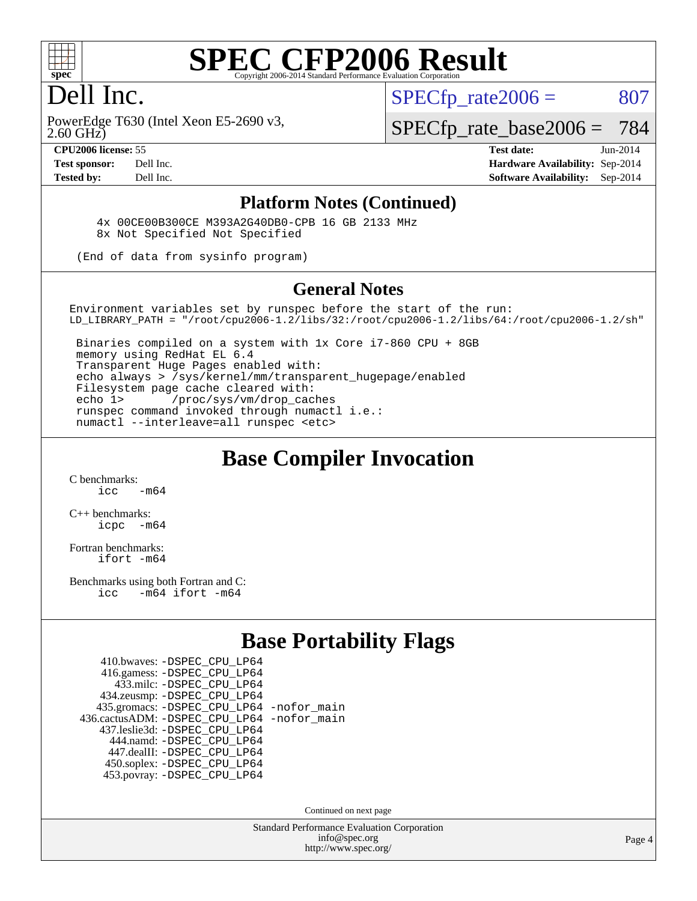# SPEC CFP2006 Result

Copyright 2006-2014 Standard Performance Evaluation Corporation

# Dell Inc.

PowerEdge T630 (Intel Xeon E5-2690 v3, 2.60 GHz)

SPECfp_rate2006 = 807

SPECfp_rate_base2006 = 784

| | | | |
|---|---|---|---|
| **CPU2006 license:** | 55 | **Test date:** | Jun-2014 |
| **Test sponsor:** | Dell Inc. | **Hardware Availability:** | Sep-2014 |
| **Tested by:** | Dell Inc. | **Software Availability:** | Sep-2014 |

## Platform Notes (Continued)

```
    4x 00CE00B300CE M393A2G40DB0-CPB 16 GB 2133 MHz
    8x Not Specified Not Specified

 (End of data from sysinfo program)
```

## General Notes

```
Environment variables set by runspec before the start of the run:
LD_LIBRARY_PATH = "/root/cpu2006-1.2/libs/32:/root/cpu2006-1.2/libs/64:/root/cpu2006-1.2/sh"

 Binaries compiled on a system with 1x Core i7-860 CPU + 8GB
 memory using RedHat EL 6.4
 Transparent Huge Pages enabled with:
 echo always > /sys/kernel/mm/transparent_hugepage/enabled
 Filesystem page cache cleared with:
 echo 1>       /proc/sys/vm/drop_caches
 runspec command invoked through numactl i.e.:
 numactl --interleave=all runspec <etc>
```

## Base Compiler Invocation

C benchmarks:
```
icc   -m64
```

C++ benchmarks:
```
icpc  -m64
```

Fortran benchmarks:
```
ifort -m64
```

Benchmarks using both Fortran and C:
```
icc   -m64 ifort -m64
```

## Base Portability Flags

```
   410.bwaves: -DSPEC_CPU_LP64
   416.gamess: -DSPEC_CPU_LP64
     433.milc: -DSPEC_CPU_LP64
   434.zeusmp: -DSPEC_CPU_LP64
  435.gromacs: -DSPEC_CPU_LP64 -nofor_main
436.cactusADM: -DSPEC_CPU_LP64 -nofor_main
  437.leslie3d: -DSPEC_CPU_LP64
     444.namd: -DSPEC_CPU_LP64
   447.dealII: -DSPEC_CPU_LP64
   450.soplex: -DSPEC_CPU_LP64
   453.povray: -DSPEC_CPU_LP64
```

Continued on next page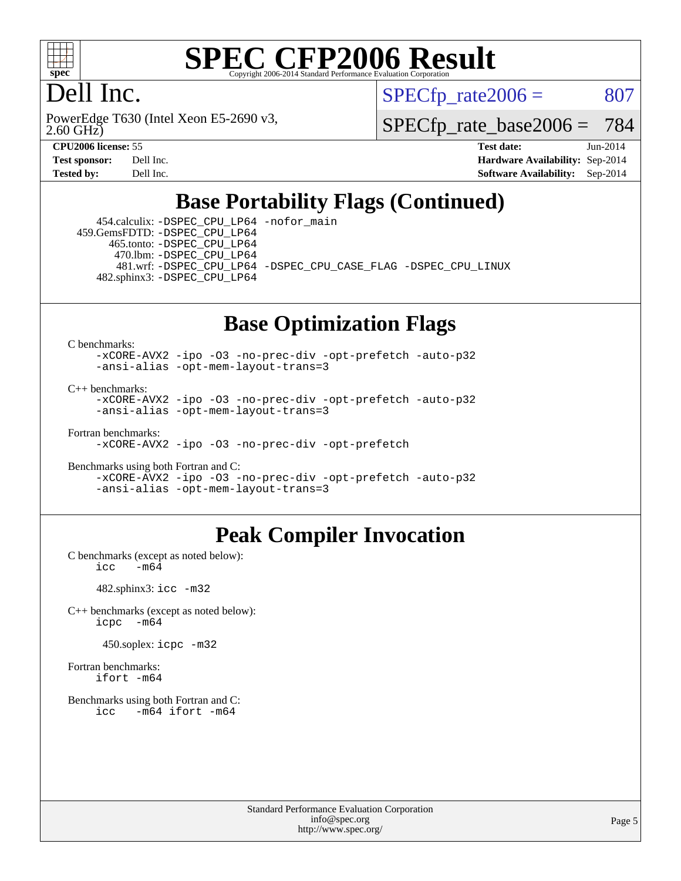# SPEC CFP2006 Result

Copyright 2006-2014 Standard Performance Evaluation Corporation

## Dell Inc.

PowerEdge T630 (Intel Xeon E5-2690 v3, 2.60 GHz)

SPECfp_rate2006 = 807

SPECfp_rate_base2006 = 784

| | | | |
|---|---|---|---|
| **CPU2006 license:** 55 | | **Test date:** | Jun-2014 |
| **Test sponsor:** | Dell Inc. | **Hardware Availability:** | Sep-2014 |
| **Tested by:** | Dell Inc. | **Software Availability:** | Sep-2014 |

## Base Portability Flags (Continued)

454.calculix: `-DSPEC_CPU_LP64 -nofor_main`
459.GemsFDTD: `-DSPEC_CPU_LP64`
465.tonto: `-DSPEC_CPU_LP64`
470.lbm: `-DSPEC_CPU_LP64`
481.wrf: `-DSPEC_CPU_LP64 -DSPEC_CPU_CASE_FLAG -DSPEC_CPU_LINUX`
482.sphinx3: `-DSPEC_CPU_LP64`

## Base Optimization Flags

C benchmarks:
```
-xCORE-AVX2 -ipo -O3 -no-prec-div -opt-prefetch -auto-p32
-ansi-alias -opt-mem-layout-trans=3
```

C++ benchmarks:
```
-xCORE-AVX2 -ipo -O3 -no-prec-div -opt-prefetch -auto-p32
-ansi-alias -opt-mem-layout-trans=3
```

Fortran benchmarks:
```
-xCORE-AVX2 -ipo -O3 -no-prec-div -opt-prefetch
```

Benchmarks using both Fortran and C:
```
-xCORE-AVX2 -ipo -O3 -no-prec-div -opt-prefetch -auto-p32
-ansi-alias -opt-mem-layout-trans=3
```

## Peak Compiler Invocation

C benchmarks (except as noted below):
```
icc   -m64
```

482.sphinx3: `icc -m32`

C++ benchmarks (except as noted below):
```
icpc   -m64
```

450.soplex: `icpc -m32`

Fortran benchmarks:
```
ifort -m64
```

Benchmarks using both Fortran and C:
```
icc   -m64 ifort -m64
```

Standard Performance Evaluation Corporation
info@spec.org
http://www.spec.org/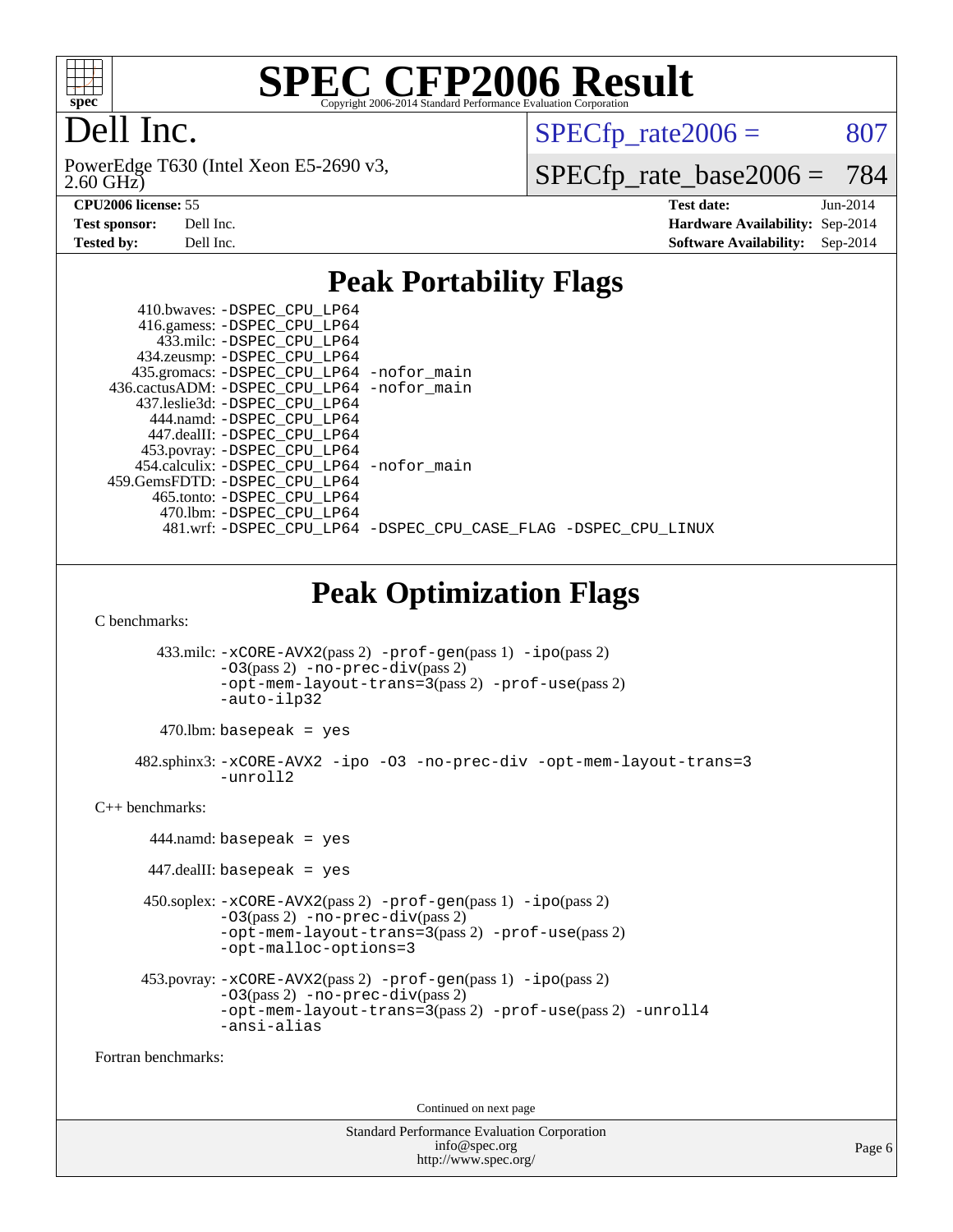# SPEC CFP2006 Result

Copyright 2006-2014 Standard Performance Evaluation Corporation

## Dell Inc.

PowerEdge T630 (Intel Xeon E5-2690 v3, 2.60 GHz)

SPECfp_rate2006 = 807

SPECfp_rate_base2006 = 784

| | | | |
|---|---|---|---|
| **CPU2006 license:** 55 | | **Test date:** | Jun-2014 |
| **Test sponsor:** | Dell Inc. | **Hardware Availability:** | Sep-2014 |
| **Tested by:** | Dell Inc. | **Software Availability:** | Sep-2014 |

## Peak Portability Flags

410.bwaves: -DSPEC_CPU_LP64
416.gamess: -DSPEC_CPU_LP64
433.milc: -DSPEC_CPU_LP64
434.zeusmp: -DSPEC_CPU_LP64
435.gromacs: -DSPEC_CPU_LP64 -nofor_main
436.cactusADM: -DSPEC_CPU_LP64 -nofor_main
437.leslie3d: -DSPEC_CPU_LP64
444.namd: -DSPEC_CPU_LP64
447.dealII: -DSPEC_CPU_LP64
453.povray: -DSPEC_CPU_LP64
454.calculix: -DSPEC_CPU_LP64 -nofor_main
459.GemsFDTD: -DSPEC_CPU_LP64
465.tonto: -DSPEC_CPU_LP64
470.lbm: -DSPEC_CPU_LP64
481.wrf: -DSPEC_CPU_LP64 -DSPEC_CPU_CASE_FLAG -DSPEC_CPU_LINUX

## Peak Optimization Flags

C benchmarks:

433.milc: -xCORE-AVX2(pass 2) -prof-gen(pass 1) -ipo(pass 2) -O3(pass 2) -no-prec-div(pass 2) -opt-mem-layout-trans=3(pass 2) -prof-use(pass 2) -auto-ilp32

470.lbm: basepeak = yes

482.sphinx3: -xCORE-AVX2 -ipo -O3 -no-prec-div -opt-mem-layout-trans=3 -unroll2

C++ benchmarks:

444.namd: basepeak = yes

447.dealII: basepeak = yes

450.soplex: -xCORE-AVX2(pass 2) -prof-gen(pass 1) -ipo(pass 2) -O3(pass 2) -no-prec-div(pass 2) -opt-mem-layout-trans=3(pass 2) -prof-use(pass 2) -opt-malloc-options=3

453.povray: -xCORE-AVX2(pass 2) -prof-gen(pass 1) -ipo(pass 2) -O3(pass 2) -no-prec-div(pass 2) -opt-mem-layout-trans=3(pass 2) -prof-use(pass 2) -unroll4 -ansi-alias

Fortran benchmarks:

Continued on next page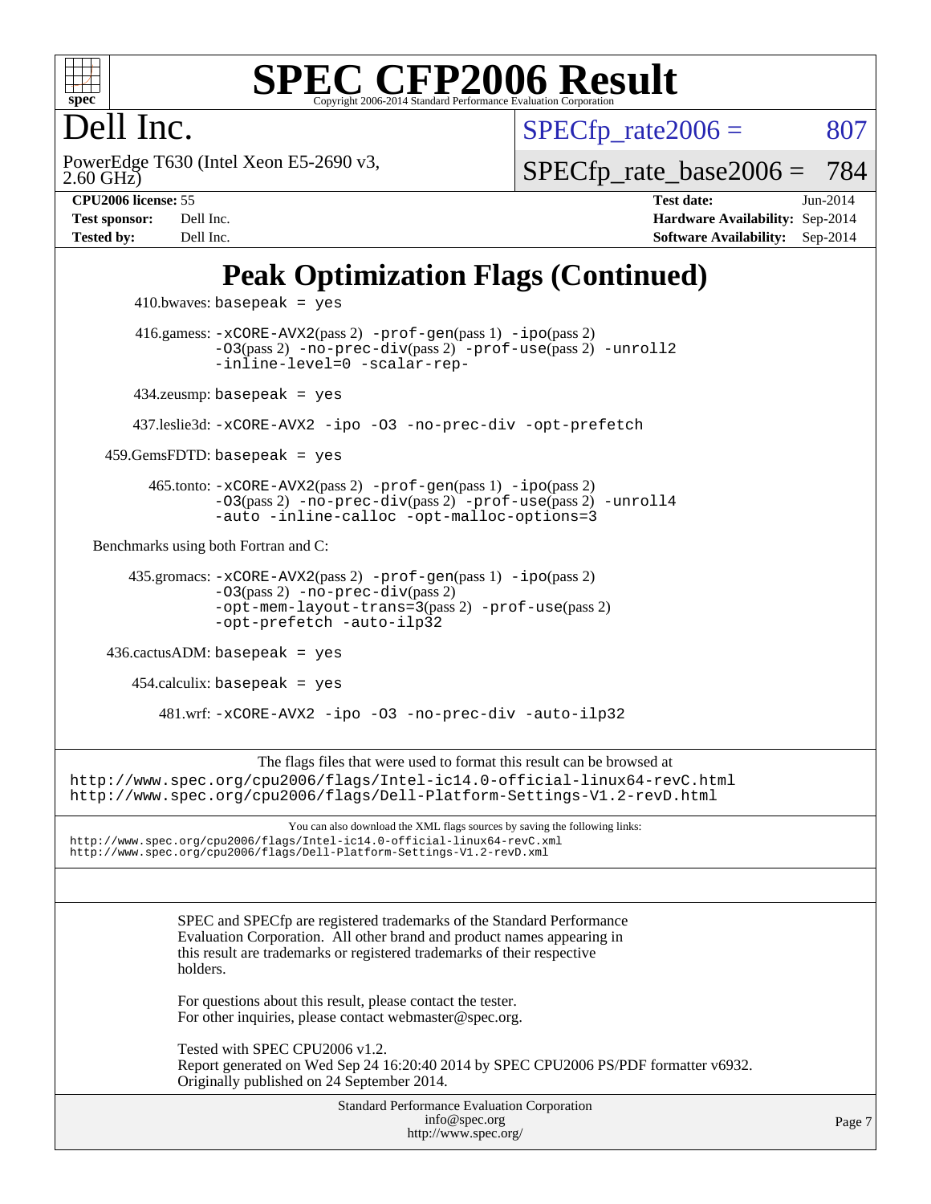# Dell Inc.

PowerEdge T630 (Intel Xeon E5-2690 v3, 2.60 GHz)

SPECfp_rate2006 = 807

SPECfp_rate_base2006 = 784

**CPU2006 license:** 55
**Test sponsor:** Dell Inc.
**Tested by:** Dell Inc.

**Test date:** Jun-2014
**Hardware Availability:** Sep-2014
**Software Availability:** Sep-2014

## Peak Optimization Flags (Continued)

410.bwaves: basepeak = yes

416.gamess: -xCORE-AVX2(pass 2) -prof-gen(pass 1) -ipo(pass 2) -O3(pass 2) -no-prec-div(pass 2) -prof-use(pass 2) -unroll2 -inline-level=0 -scalar-rep-

434.zeusmp: basepeak = yes

437.leslie3d: -xCORE-AVX2 -ipo -O3 -no-prec-div -opt-prefetch

459.GemsFDTD: basepeak = yes

465.tonto: -xCORE-AVX2(pass 2) -prof-gen(pass 1) -ipo(pass 2) -O3(pass 2) -no-prec-div(pass 2) -prof-use(pass 2) -unroll4 -auto -inline-calloc -opt-malloc-options=3

Benchmarks using both Fortran and C:

435.gromacs: -xCORE-AVX2(pass 2) -prof-gen(pass 1) -ipo(pass 2) -O3(pass 2) -no-prec-div(pass 2) -opt-mem-layout-trans=3(pass 2) -prof-use(pass 2) -opt-prefetch -auto-ilp32

436.cactusADM: basepeak = yes

454.calculix: basepeak = yes

481.wrf: -xCORE-AVX2 -ipo -O3 -no-prec-div -auto-ilp32

The flags files that were used to format this result can be browsed at
http://www.spec.org/cpu2006/flags/Intel-ic14.0-official-linux64-revC.html
http://www.spec.org/cpu2006/flags/Dell-Platform-Settings-V1.2-revD.html

You can also download the XML flags sources by saving the following links:
http://www.spec.org/cpu2006/flags/Intel-ic14.0-official-linux64-revC.xml
http://www.spec.org/cpu2006/flags/Dell-Platform-Settings-V1.2-revD.xml

SPEC and SPECfp are registered trademarks of the Standard Performance Evaluation Corporation. All other brand and product names appearing in this result are trademarks or registered trademarks of their respective holders.

For questions about this result, please contact the tester.
For other inquiries, please contact webmaster@spec.org.

Tested with SPEC CPU2006 v1.2.
Report generated on Wed Sep 24 16:20:40 2014 by SPEC CPU2006 PS/PDF formatter v6932.
Originally published on 24 September 2014.